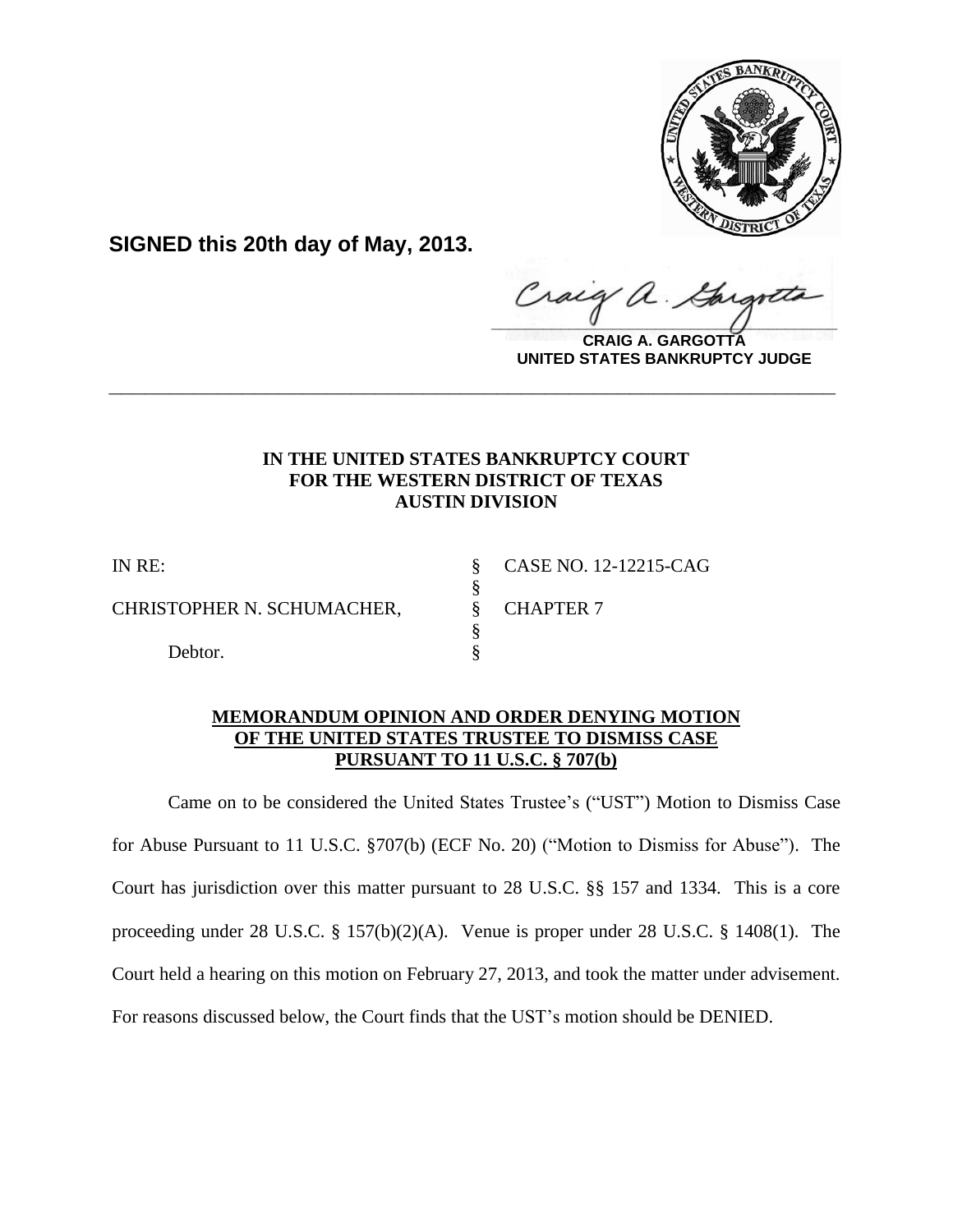**SIGNED this 20th day of May, 2013.**

**CRAIG A. GARGOTTA**
**UNITED STATES BANKRUPTCY JUDGE**

---

**IN THE UNITED STATES BANKRUPTCY COURT**
**FOR THE WESTERN DISTRICT OF TEXAS**
**AUSTIN DIVISION**

| | | |
|---|---|---|
| IN RE: | § | CASE NO. 12-12215-CAG |
| | § | |
| CHRISTOPHER N. SCHUMACHER, | § | CHAPTER 7 |
| | § | |
| Debtor. | § | |

**MEMORANDUM OPINION AND ORDER DENYING MOTION OF THE UNITED STATES TRUSTEE TO DISMISS CASE PURSUANT TO 11 U.S.C. § 707(b)**

Came on to be considered the United States Trustee's ("UST") Motion to Dismiss Case for Abuse Pursuant to 11 U.S.C. §707(b) (ECF No. 20) ("Motion to Dismiss for Abuse"). The Court has jurisdiction over this matter pursuant to 28 U.S.C. §§ 157 and 1334. This is a core proceeding under 28 U.S.C. § 157(b)(2)(A). Venue is proper under 28 U.S.C. § 1408(1). The Court held a hearing on this motion on February 27, 2013, and took the matter under advisement. For reasons discussed below, the Court finds that the UST's motion should be DENIED.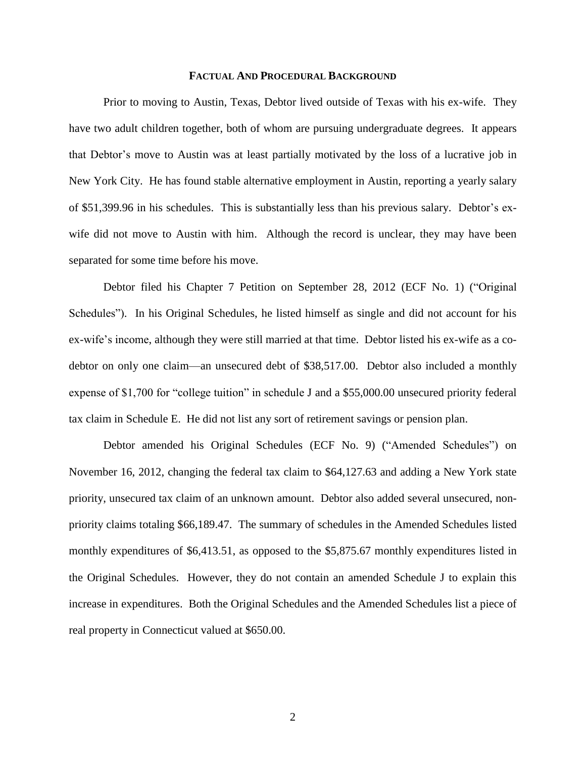## FACTUAL AND PROCEDURAL BACKGROUND

Prior to moving to Austin, Texas, Debtor lived outside of Texas with his ex-wife. They have two adult children together, both of whom are pursuing undergraduate degrees. It appears that Debtor's move to Austin was at least partially motivated by the loss of a lucrative job in New York City. He has found stable alternative employment in Austin, reporting a yearly salary of $51,399.96 in his schedules. This is substantially less than his previous salary. Debtor's ex-wife did not move to Austin with him. Although the record is unclear, they may have been separated for some time before his move.

Debtor filed his Chapter 7 Petition on September 28, 2012 (ECF No. 1) ("Original Schedules"). In his Original Schedules, he listed himself as single and did not account for his ex-wife's income, although they were still married at that time. Debtor listed his ex-wife as a co-debtor on only one claim—an unsecured debt of $38,517.00. Debtor also included a monthly expense of $1,700 for "college tuition" in schedule J and a $55,000.00 unsecured priority federal tax claim in Schedule E. He did not list any sort of retirement savings or pension plan.

Debtor amended his Original Schedules (ECF No. 9) ("Amended Schedules") on November 16, 2012, changing the federal tax claim to $64,127.63 and adding a New York state priority, unsecured tax claim of an unknown amount. Debtor also added several unsecured, non-priority claims totaling $66,189.47. The summary of schedules in the Amended Schedules listed monthly expenditures of $6,413.51, as opposed to the $5,875.67 monthly expenditures listed in the Original Schedules. However, they do not contain an amended Schedule J to explain this increase in expenditures. Both the Original Schedules and the Amended Schedules list a piece of real property in Connecticut valued at $650.00.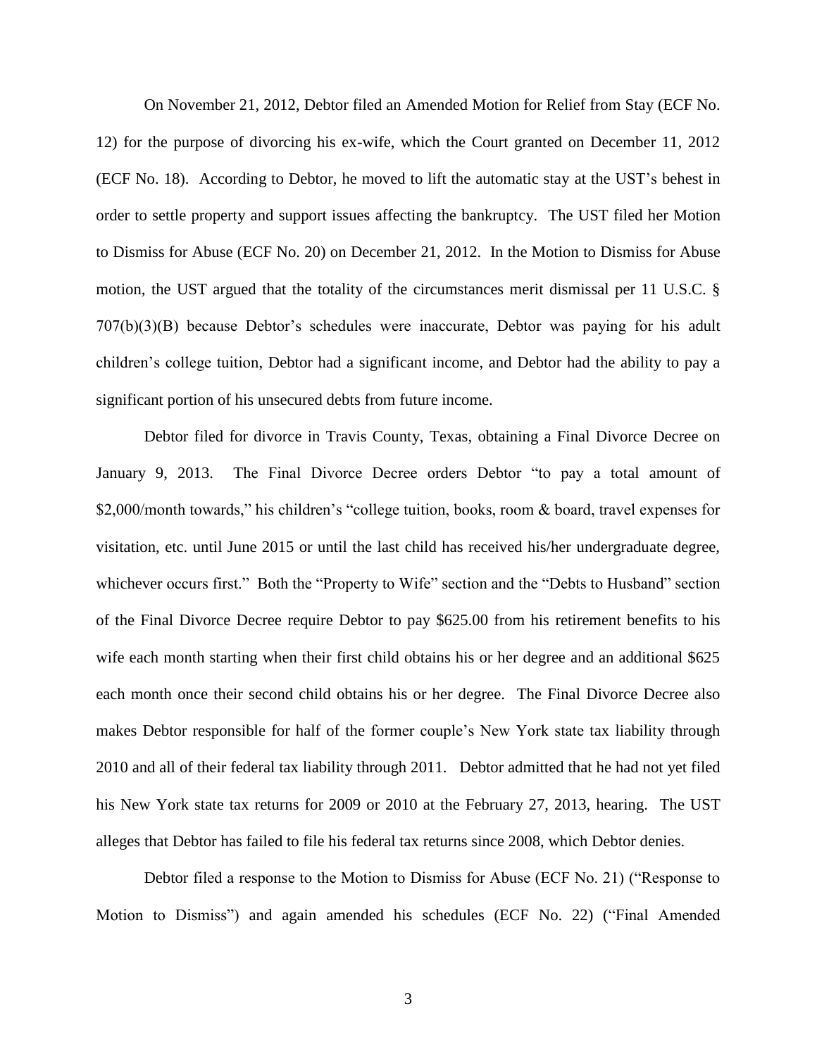On November 21, 2012, Debtor filed an Amended Motion for Relief from Stay (ECF No. 12) for the purpose of divorcing his ex-wife, which the Court granted on December 11, 2012 (ECF No. 18). According to Debtor, he moved to lift the automatic stay at the UST's behest in order to settle property and support issues affecting the bankruptcy. The UST filed her Motion to Dismiss for Abuse (ECF No. 20) on December 21, 2012. In the Motion to Dismiss for Abuse motion, the UST argued that the totality of the circumstances merit dismissal per 11 U.S.C. § 707(b)(3)(B) because Debtor's schedules were inaccurate, Debtor was paying for his adult children's college tuition, Debtor had a significant income, and Debtor had the ability to pay a significant portion of his unsecured debts from future income.

Debtor filed for divorce in Travis County, Texas, obtaining a Final Divorce Decree on January 9, 2013. The Final Divorce Decree orders Debtor "to pay a total amount of $2,000/month towards," his children's "college tuition, books, room & board, travel expenses for visitation, etc. until June 2015 or until the last child has received his/her undergraduate degree, whichever occurs first." Both the "Property to Wife" section and the "Debts to Husband" section of the Final Divorce Decree require Debtor to pay $625.00 from his retirement benefits to his wife each month starting when their first child obtains his or her degree and an additional $625 each month once their second child obtains his or her degree. The Final Divorce Decree also makes Debtor responsible for half of the former couple's New York state tax liability through 2010 and all of their federal tax liability through 2011. Debtor admitted that he had not yet filed his New York state tax returns for 2009 or 2010 at the February 27, 2013, hearing. The UST alleges that Debtor has failed to file his federal tax returns since 2008, which Debtor denies.

Debtor filed a response to the Motion to Dismiss for Abuse (ECF No. 21) ("Response to Motion to Dismiss") and again amended his schedules (ECF No. 22) ("Final Amended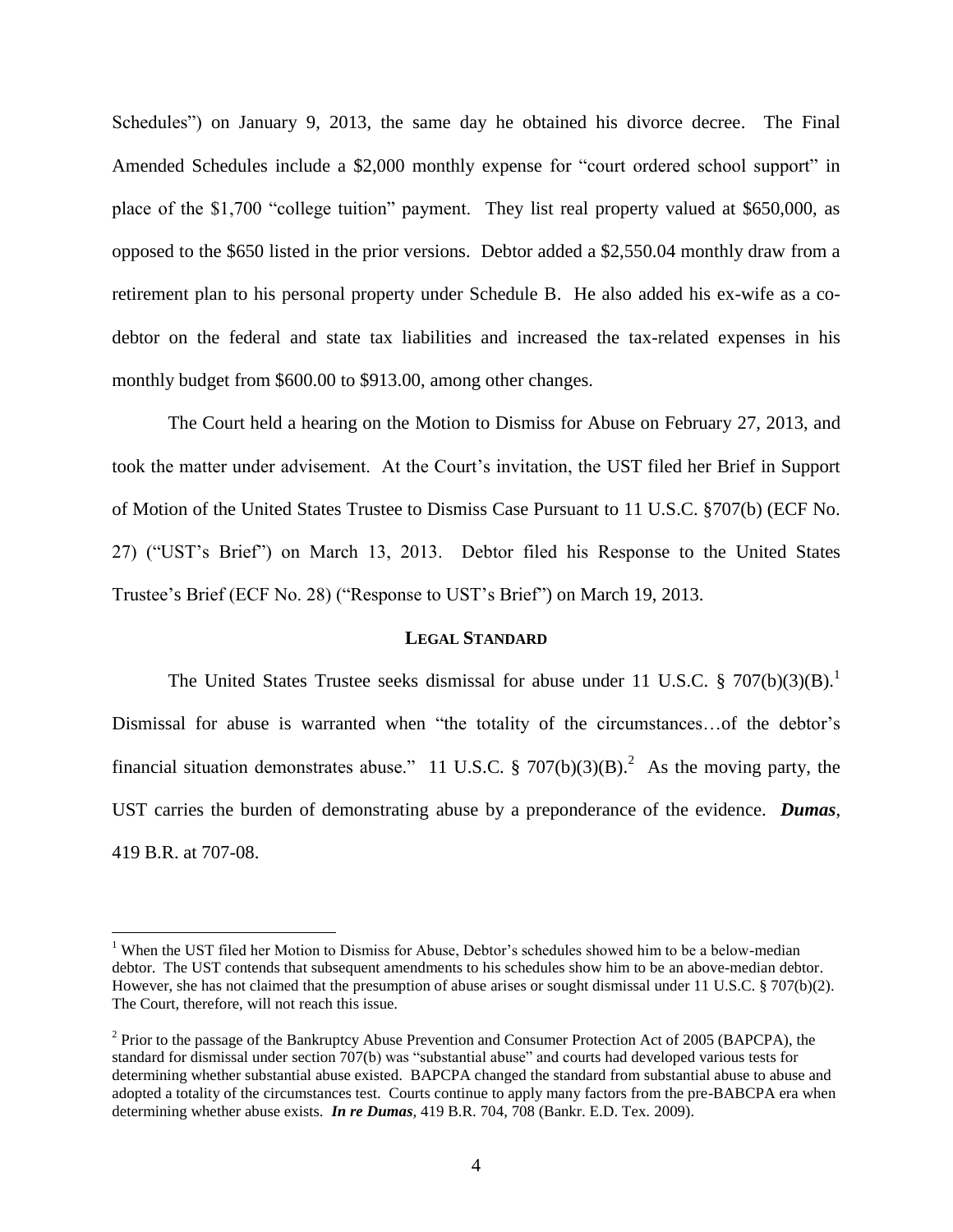Schedules") on January 9, 2013, the same day he obtained his divorce decree. The Final Amended Schedules include a $2,000 monthly expense for "court ordered school support" in place of the $1,700 "college tuition" payment. They list real property valued at $650,000, as opposed to the $650 listed in the prior versions. Debtor added a $2,550.04 monthly draw from a retirement plan to his personal property under Schedule B. He also added his ex-wife as a co-debtor on the federal and state tax liabilities and increased the tax-related expenses in his monthly budget from $600.00 to $913.00, among other changes.

The Court held a hearing on the Motion to Dismiss for Abuse on February 27, 2013, and took the matter under advisement. At the Court's invitation, the UST filed her Brief in Support of Motion of the United States Trustee to Dismiss Case Pursuant to 11 U.S.C. §707(b) (ECF No. 27) ("UST's Brief") on March 13, 2013. Debtor filed his Response to the United States Trustee's Brief (ECF No. 28) ("Response to UST's Brief") on March 19, 2013.

## LEGAL STANDARD

The United States Trustee seeks dismissal for abuse under 11 U.S.C. § 707(b)(3)(B).[1] Dismissal for abuse is warranted when "the totality of the circumstances…of the debtor's financial situation demonstrates abuse." 11 U.S.C. § 707(b)(3)(B).[2] As the moving party, the UST carries the burden of demonstrating abuse by a preponderance of the evidence. ***Dumas***, 419 B.R. at 707-08.

---

[1] When the UST filed her Motion to Dismiss for Abuse, Debtor's schedules showed him to be a below-median debtor. The UST contends that subsequent amendments to his schedules show him to be an above-median debtor. However, she has not claimed that the presumption of abuse arises or sought dismissal under 11 U.S.C. § 707(b)(2). The Court, therefore, will not reach this issue.

[2] Prior to the passage of the Bankruptcy Abuse Prevention and Consumer Protection Act of 2005 (BAPCPA), the standard for dismissal under section 707(b) was "substantial abuse" and courts had developed various tests for determining whether substantial abuse existed. BAPCPA changed the standard from substantial abuse to abuse and adopted a totality of the circumstances test. Courts continue to apply many factors from the pre-BABCPA era when determining whether abuse exists. ***In re Dumas***, 419 B.R. 704, 708 (Bankr. E.D. Tex. 2009).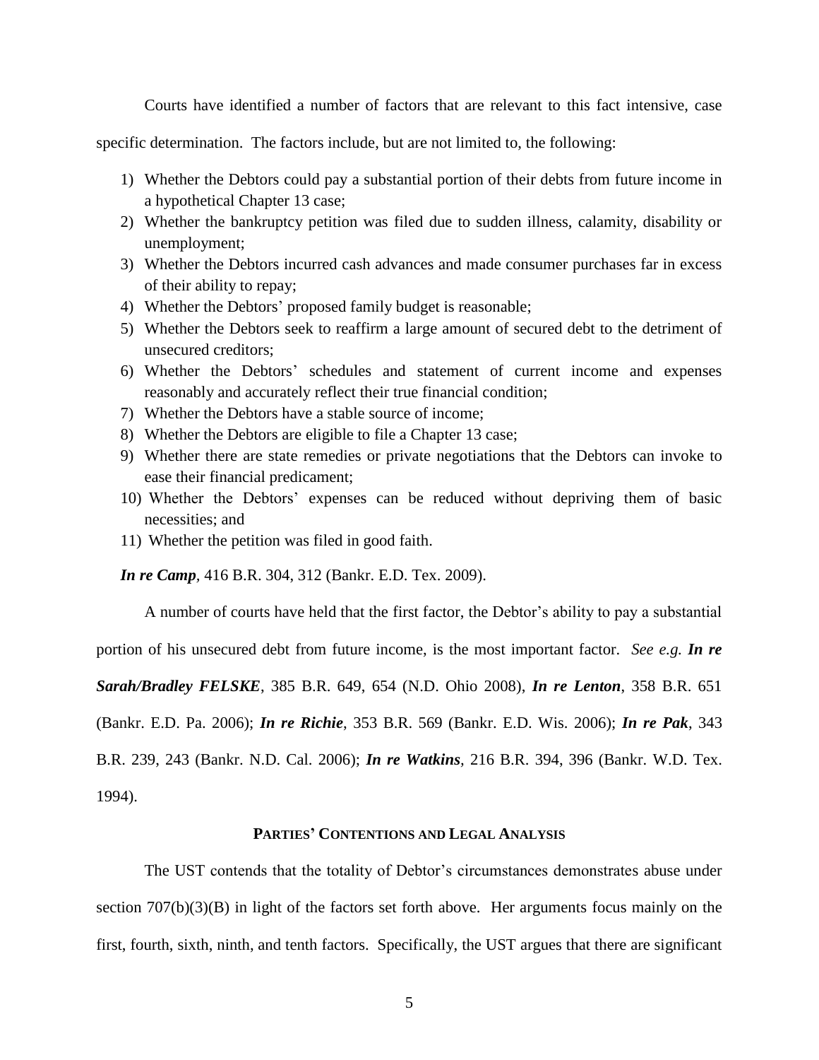Courts have identified a number of factors that are relevant to this fact intensive, case specific determination. The factors include, but are not limited to, the following:

1) Whether the Debtors could pay a substantial portion of their debts from future income in a hypothetical Chapter 13 case;
2) Whether the bankruptcy petition was filed due to sudden illness, calamity, disability or unemployment;
3) Whether the Debtors incurred cash advances and made consumer purchases far in excess of their ability to repay;
4) Whether the Debtors' proposed family budget is reasonable;
5) Whether the Debtors seek to reaffirm a large amount of secured debt to the detriment of unsecured creditors;
6) Whether the Debtors' schedules and statement of current income and expenses reasonably and accurately reflect their true financial condition;
7) Whether the Debtors have a stable source of income;
8) Whether the Debtors are eligible to file a Chapter 13 case;
9) Whether there are state remedies or private negotiations that the Debtors can invoke to ease their financial predicament;
10) Whether the Debtors' expenses can be reduced without depriving them of basic necessities; and
11) Whether the petition was filed in good faith.

***In re Camp***, 416 B.R. 304, 312 (Bankr. E.D. Tex. 2009).

A number of courts have held that the first factor, the Debtor's ability to pay a substantial portion of his unsecured debt from future income, is the most important factor. *See e.g.* ***In re Sarah/Bradley FELSKE***, 385 B.R. 649, 654 (N.D. Ohio 2008), ***In re Lenton***, 358 B.R. 651 (Bankr. E.D. Pa. 2006); ***In re Richie***, 353 B.R. 569 (Bankr. E.D. Wis. 2006); ***In re Pak***, 343 B.R. 239, 243 (Bankr. N.D. Cal. 2006); ***In re Watkins***, 216 B.R. 394, 396 (Bankr. W.D. Tex. 1994).

## PARTIES' CONTENTIONS AND LEGAL ANALYSIS

The UST contends that the totality of Debtor's circumstances demonstrates abuse under section 707(b)(3)(B) in light of the factors set forth above. Her arguments focus mainly on the first, fourth, sixth, ninth, and tenth factors. Specifically, the UST argues that there are significant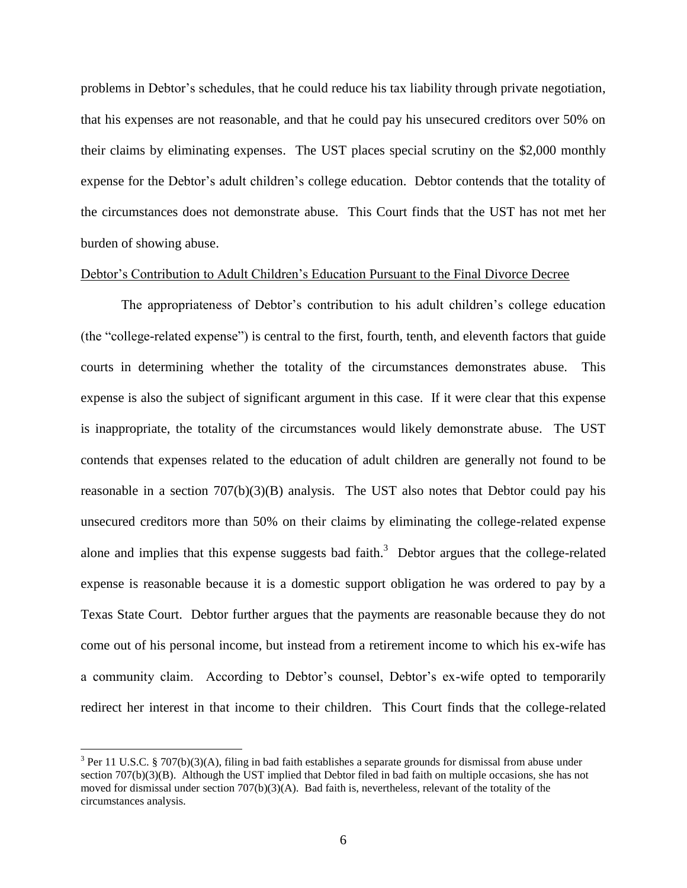problems in Debtor's schedules, that he could reduce his tax liability through private negotiation, that his expenses are not reasonable, and that he could pay his unsecured creditors over 50% on their claims by eliminating expenses. The UST places special scrutiny on the $2,000 monthly expense for the Debtor's adult children's college education. Debtor contends that the totality of the circumstances does not demonstrate abuse. This Court finds that the UST has not met her burden of showing abuse.

<u>Debtor's Contribution to Adult Children's Education Pursuant to the Final Divorce Decree</u>

The appropriateness of Debtor's contribution to his adult children's college education (the "college-related expense") is central to the first, fourth, tenth, and eleventh factors that guide courts in determining whether the totality of the circumstances demonstrates abuse. This expense is also the subject of significant argument in this case. If it were clear that this expense is inappropriate, the totality of the circumstances would likely demonstrate abuse. The UST contends that expenses related to the education of adult children are generally not found to be reasonable in a section 707(b)(3)(B) analysis. The UST also notes that Debtor could pay his unsecured creditors more than 50% on their claims by eliminating the college-related expense alone and implies that this expense suggests bad faith.[3] Debtor argues that the college-related expense is reasonable because it is a domestic support obligation he was ordered to pay by a Texas State Court. Debtor further argues that the payments are reasonable because they do not come out of his personal income, but instead from a retirement income to which his ex-wife has a community claim. According to Debtor's counsel, Debtor's ex-wife opted to temporarily redirect her interest in that income to their children. This Court finds that the college-related

[3] Per 11 U.S.C. § 707(b)(3)(A), filing in bad faith establishes a separate grounds for dismissal from abuse under section 707(b)(3)(B). Although the UST implied that Debtor filed in bad faith on multiple occasions, she has not moved for dismissal under section 707(b)(3)(A). Bad faith is, nevertheless, relevant of the totality of the circumstances analysis.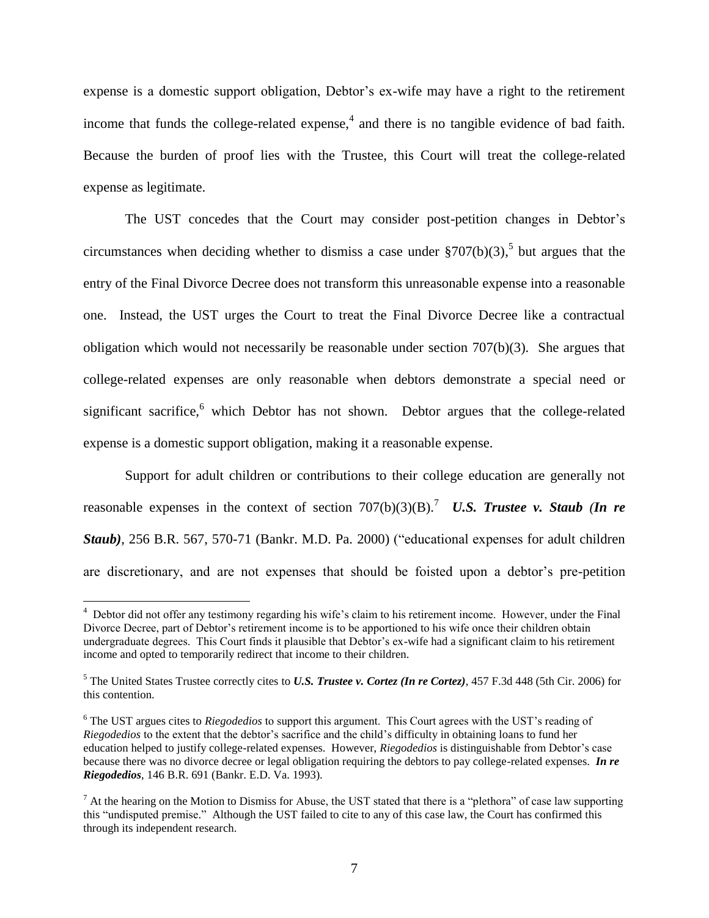expense is a domestic support obligation, Debtor's ex-wife may have a right to the retirement income that funds the college-related expense,[4] and there is no tangible evidence of bad faith. Because the burden of proof lies with the Trustee, this Court will treat the college-related expense as legitimate.

The UST concedes that the Court may consider post-petition changes in Debtor's circumstances when deciding whether to dismiss a case under §707(b)(3),[5] but argues that the entry of the Final Divorce Decree does not transform this unreasonable expense into a reasonable one. Instead, the UST urges the Court to treat the Final Divorce Decree like a contractual obligation which would not necessarily be reasonable under section 707(b)(3). She argues that college-related expenses are only reasonable when debtors demonstrate a special need or significant sacrifice,[6] which Debtor has not shown. Debtor argues that the college-related expense is a domestic support obligation, making it a reasonable expense.

Support for adult children or contributions to their college education are generally not reasonable expenses in the context of section 707(b)(3)(B).[7] ***U.S. Trustee v. Staub (In re Staub)***, 256 B.R. 567, 570-71 (Bankr. M.D. Pa. 2000) ("educational expenses for adult children are discretionary, and are not expenses that should be foisted upon a debtor's pre-petition

---

[4] Debtor did not offer any testimony regarding his wife's claim to his retirement income. However, under the Final Divorce Decree, part of Debtor's retirement income is to be apportioned to his wife once their children obtain undergraduate degrees. This Court finds it plausible that Debtor's ex-wife had a significant claim to his retirement income and opted to temporarily redirect that income to their children.

[5] The United States Trustee correctly cites to ***U.S. Trustee v. Cortez (In re Cortez)***, 457 F.3d 448 (5th Cir. 2006) for this contention.

[6] The UST argues cites to *Riegodedios* to support this argument. This Court agrees with the UST's reading of *Riegodedios* to the extent that the debtor's sacrifice and the child's difficulty in obtaining loans to fund her education helped to justify college-related expenses. However, *Riegodedios* is distinguishable from Debtor's case because there was no divorce decree or legal obligation requiring the debtors to pay college-related expenses. ***In re Riegodedios***, 146 B.R. 691 (Bankr. E.D. Va. 1993).

[7] At the hearing on the Motion to Dismiss for Abuse, the UST stated that there is a "plethora" of case law supporting this "undisputed premise." Although the UST failed to cite to any of this case law, the Court has confirmed this through its independent research.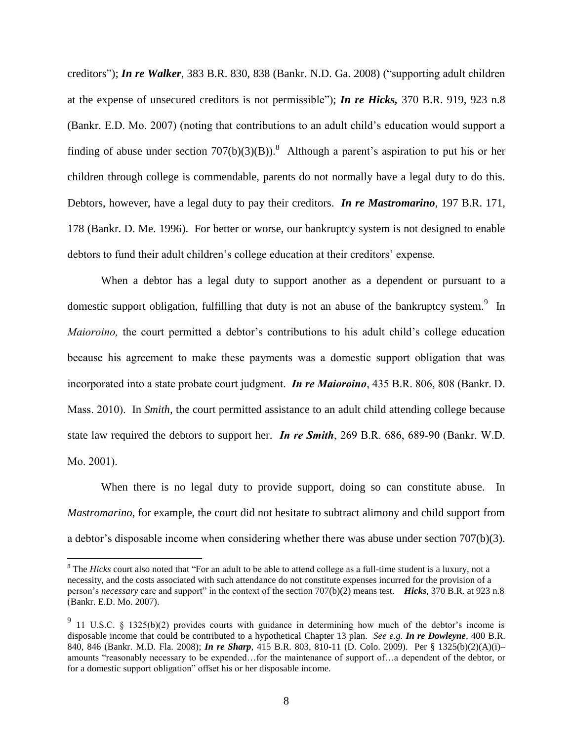creditors"); ***In re Walker***, 383 B.R. 830, 838 (Bankr. N.D. Ga. 2008) ("supporting adult children at the expense of unsecured creditors is not permissible"); ***In re Hicks,*** 370 B.R. 919, 923 n.8 (Bankr. E.D. Mo. 2007) (noting that contributions to an adult child's education would support a finding of abuse under section 707(b)(3)(B)).[8] Although a parent's aspiration to put his or her children through college is commendable, parents do not normally have a legal duty to do this. Debtors, however, have a legal duty to pay their creditors. ***In re Mastromarino***, 197 B.R. 171, 178 (Bankr. D. Me. 1996). For better or worse, our bankruptcy system is not designed to enable debtors to fund their adult children's college education at their creditors' expense.

When a debtor has a legal duty to support another as a dependent or pursuant to a domestic support obligation, fulfilling that duty is not an abuse of the bankruptcy system.[9] In *Maioroino,* the court permitted a debtor's contributions to his adult child's college education because his agreement to make these payments was a domestic support obligation that was incorporated into a state probate court judgment. ***In re Maioroino***, 435 B.R. 806, 808 (Bankr. D. Mass. 2010). In *Smith,* the court permitted assistance to an adult child attending college because state law required the debtors to support her. ***In re Smith***, 269 B.R. 686, 689-90 (Bankr. W.D. Mo. 2001).

When there is no legal duty to provide support, doing so can constitute abuse. In *Mastromarino*, for example, the court did not hesitate to subtract alimony and child support from a debtor's disposable income when considering whether there was abuse under section 707(b)(3).

---

[8] The *Hicks* court also noted that "For an adult to be able to attend college as a full-time student is a luxury, not a necessity, and the costs associated with such attendance do not constitute expenses incurred for the provision of a person's *necessary* care and support" in the context of the section 707(b)(2) means test. ***Hicks***, 370 B.R. at 923 n.8 (Bankr. E.D. Mo. 2007).

[9] 11 U.S.C. § 1325(b)(2) provides courts with guidance in determining how much of the debtor's income is disposable income that could be contributed to a hypothetical Chapter 13 plan. *See e.g.* ***In re Dowleyne***, 400 B.R. 840, 846 (Bankr. M.D. Fla. 2008); ***In re Sharp***, 415 B.R. 803, 810-11 (D. Colo. 2009). Per § 1325(b)(2)(A)(i)– amounts "reasonably necessary to be expended…for the maintenance of support of…a dependent of the debtor, or for a domestic support obligation" offset his or her disposable income.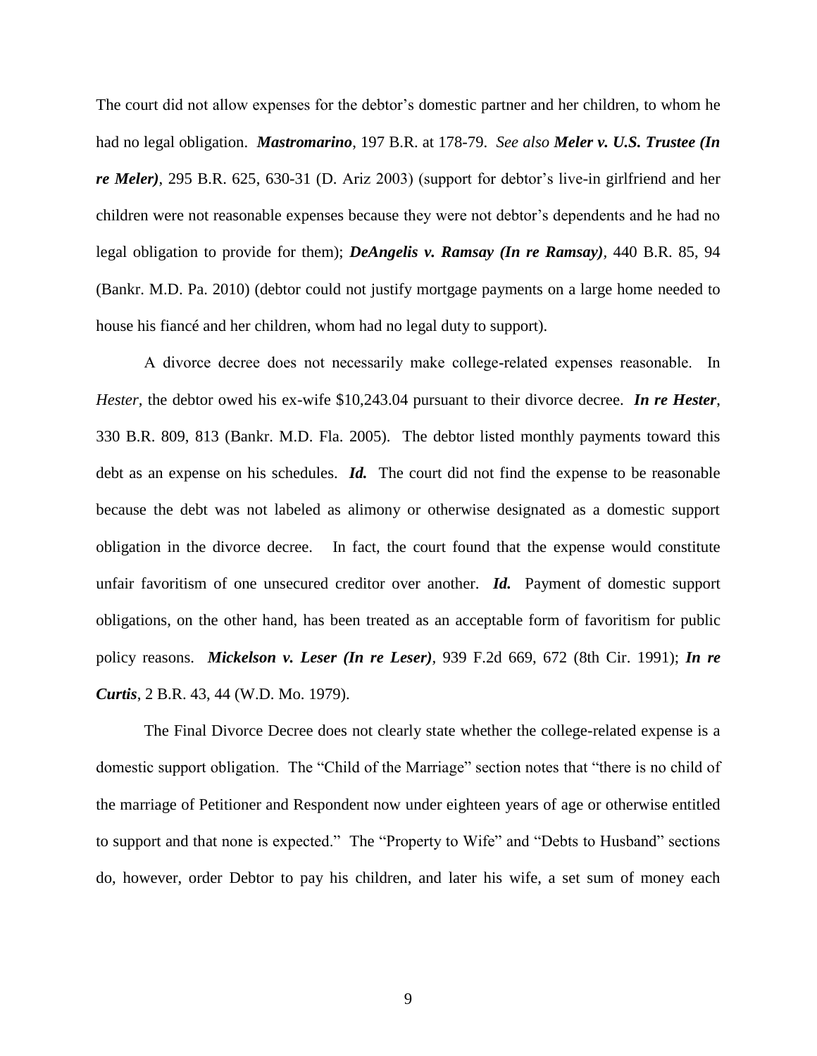The court did not allow expenses for the debtor's domestic partner and her children, to whom he had no legal obligation. ***Mastromarino***, 197 B.R. at 178-79. *See also* ***Meler v. U.S. Trustee (In re Meler)***, 295 B.R. 625, 630-31 (D. Ariz 2003) (support for debtor's live-in girlfriend and her children were not reasonable expenses because they were not debtor's dependents and he had no legal obligation to provide for them); ***DeAngelis v. Ramsay (In re Ramsay)***, 440 B.R. 85, 94 (Bankr. M.D. Pa. 2010) (debtor could not justify mortgage payments on a large home needed to house his fiancé and her children, whom had no legal duty to support).

A divorce decree does not necessarily make college-related expenses reasonable. In *Hester,* the debtor owed his ex-wife $10,243.04 pursuant to their divorce decree. ***In re Hester***, 330 B.R. 809, 813 (Bankr. M.D. Fla. 2005). The debtor listed monthly payments toward this debt as an expense on his schedules. ***Id.*** The court did not find the expense to be reasonable because the debt was not labeled as alimony or otherwise designated as a domestic support obligation in the divorce decree. In fact, the court found that the expense would constitute unfair favoritism of one unsecured creditor over another. ***Id.*** Payment of domestic support obligations, on the other hand, has been treated as an acceptable form of favoritism for public policy reasons. ***Mickelson v. Leser (In re Leser)***, 939 F.2d 669, 672 (8th Cir. 1991); ***In re Curtis***, 2 B.R. 43, 44 (W.D. Mo. 1979).

The Final Divorce Decree does not clearly state whether the college-related expense is a domestic support obligation. The "Child of the Marriage" section notes that "there is no child of the marriage of Petitioner and Respondent now under eighteen years of age or otherwise entitled to support and that none is expected." The "Property to Wife" and "Debts to Husband" sections do, however, order Debtor to pay his children, and later his wife, a set sum of money each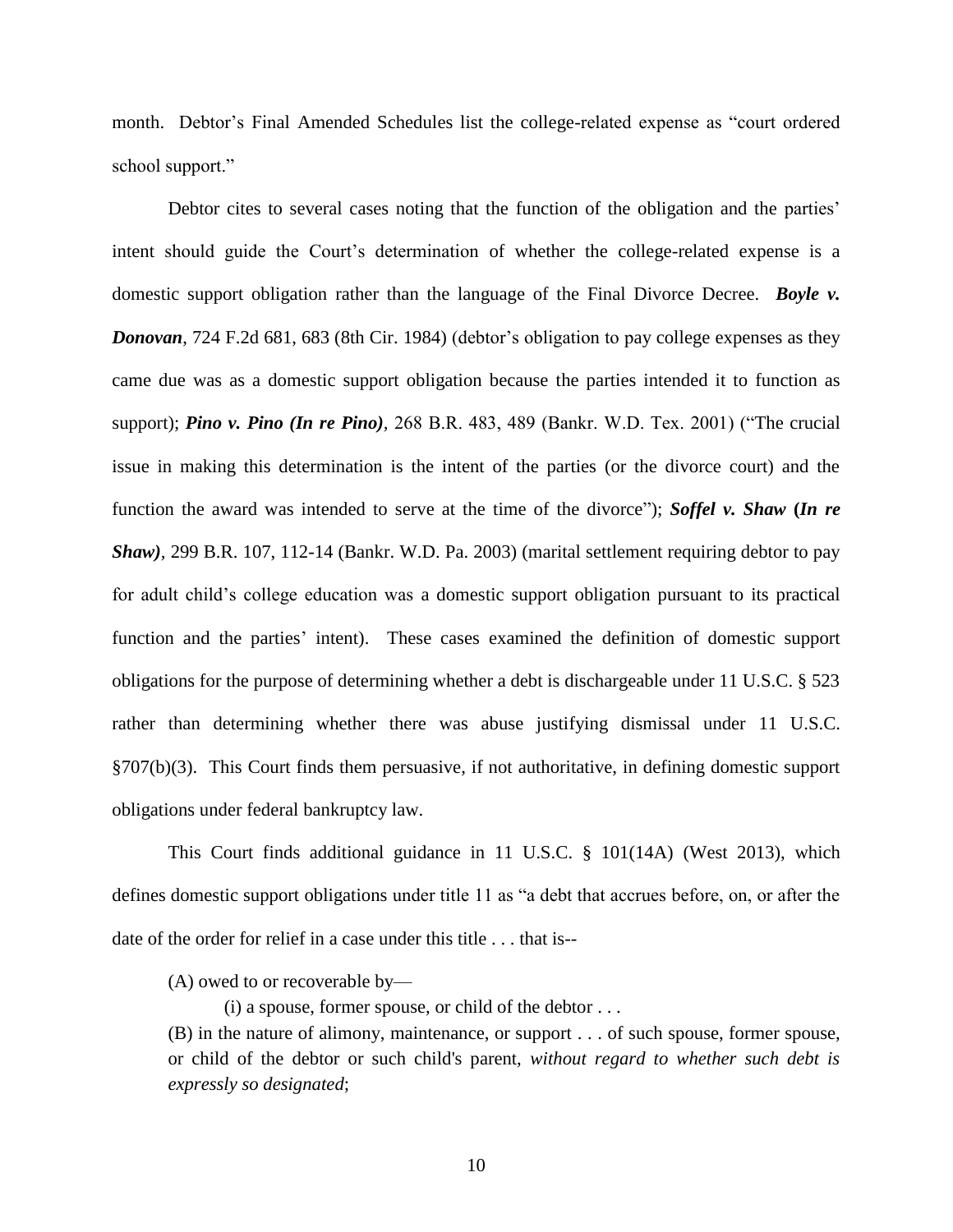month. Debtor's Final Amended Schedules list the college-related expense as "court ordered school support."

Debtor cites to several cases noting that the function of the obligation and the parties' intent should guide the Court's determination of whether the college-related expense is a domestic support obligation rather than the language of the Final Divorce Decree. ***Boyle v. Donovan***, 724 F.2d 681, 683 (8th Cir. 1984) (debtor's obligation to pay college expenses as they came due was as a domestic support obligation because the parties intended it to function as support); ***Pino v. Pino (In re Pino)***, 268 B.R. 483, 489 (Bankr. W.D. Tex. 2001) ("The crucial issue in making this determination is the intent of the parties (or the divorce court) and the function the award was intended to serve at the time of the divorce"); ***Soffel v. Shaw (In re Shaw)***, 299 B.R. 107, 112-14 (Bankr. W.D. Pa. 2003) (marital settlement requiring debtor to pay for adult child's college education was a domestic support obligation pursuant to its practical function and the parties' intent). These cases examined the definition of domestic support obligations for the purpose of determining whether a debt is dischargeable under 11 U.S.C. § 523 rather than determining whether there was abuse justifying dismissal under 11 U.S.C. §707(b)(3). This Court finds them persuasive, if not authoritative, in defining domestic support obligations under federal bankruptcy law.

This Court finds additional guidance in 11 U.S.C. § 101(14A) (West 2013), which defines domestic support obligations under title 11 as "a debt that accrues before, on, or after the date of the order for relief in a case under this title . . . that is--

> (A) owed to or recoverable by—
>
> (i) a spouse, former spouse, or child of the debtor . . .
>
> (B) in the nature of alimony, maintenance, or support . . . of such spouse, former spouse, or child of the debtor or such child's parent, *without regard to whether such debt is expressly so designated*;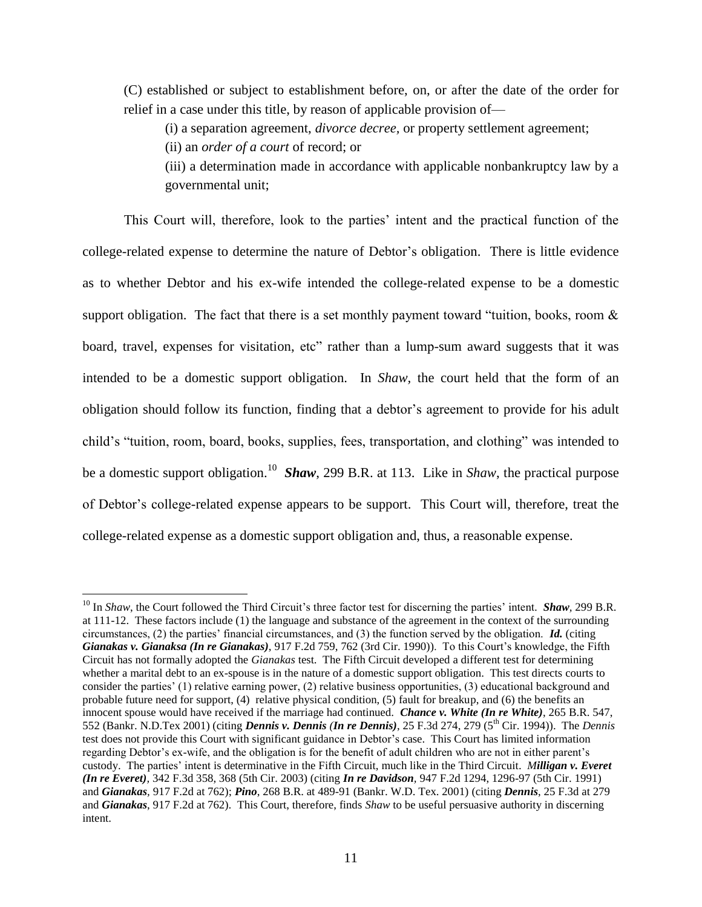(C) established or subject to establishment before, on, or after the date of the order for relief in a case under this title, by reason of applicable provision of—

(i) a separation agreement, *divorce decree*, or property settlement agreement;

(ii) an *order of a court* of record; or

(iii) a determination made in accordance with applicable nonbankruptcy law by a governmental unit;

This Court will, therefore, look to the parties' intent and the practical function of the college-related expense to determine the nature of Debtor's obligation. There is little evidence as to whether Debtor and his ex-wife intended the college-related expense to be a domestic support obligation. The fact that there is a set monthly payment toward "tuition, books, room & board, travel, expenses for visitation, etc" rather than a lump-sum award suggests that it was intended to be a domestic support obligation. In *Shaw*, the court held that the form of an obligation should follow its function, finding that a debtor's agreement to provide for his adult child's "tuition, room, board, books, supplies, fees, transportation, and clothing" was intended to be a domestic support obligation.[10] ***Shaw***, 299 B.R. at 113. Like in *Shaw*, the practical purpose of Debtor's college-related expense appears to be support. This Court will, therefore, treat the college-related expense as a domestic support obligation and, thus, a reasonable expense.

[10] In *Shaw*, the Court followed the Third Circuit's three factor test for discerning the parties' intent. ***Shaw***, 299 B.R. at 111-12. These factors include (1) the language and substance of the agreement in the context of the surrounding circumstances, (2) the parties' financial circumstances, and (3) the function served by the obligation. ***Id.*** (citing ***Gianakas v. Gianaksa (In re Gianakas)***, 917 F.2d 759, 762 (3rd Cir. 1990)). To this Court's knowledge, the Fifth Circuit has not formally adopted the *Gianakas* test. The Fifth Circuit developed a different test for determining whether a marital debt to an ex-spouse is in the nature of a domestic support obligation. This test directs courts to consider the parties' (1) relative earning power, (2) relative business opportunities, (3) educational background and probable future need for support, (4) relative physical condition, (5) fault for breakup, and (6) the benefits an innocent spouse would have received if the marriage had continued. ***Chance v. White (In re White)***, 265 B.R. 547, 552 (Bankr. N.D.Tex 2001) (citing ***Dennis v. Dennis (In re Dennis)***, 25 F.3d 274, 279 (5th Cir. 1994)). The *Dennis* test does not provide this Court with significant guidance in Debtor's case. This Court has limited information regarding Debtor's ex-wife, and the obligation is for the benefit of adult children who are not in either parent's custody. The parties' intent is determinative in the Fifth Circuit, much like in the Third Circuit. ***Milligan v. Everet (In re Everet)***, 342 F.3d 358, 368 (5th Cir. 2003) (citing ***In re Davidson***, 947 F.2d 1294, 1296-97 (5th Cir. 1991) and ***Gianakas***, 917 F.2d at 762); ***Pino***, 268 B.R. at 489-91 (Bankr. W.D. Tex. 2001) (citing ***Dennis***, 25 F.3d at 279 and ***Gianakas***, 917 F.2d at 762). This Court, therefore, finds *Shaw* to be useful persuasive authority in discerning intent.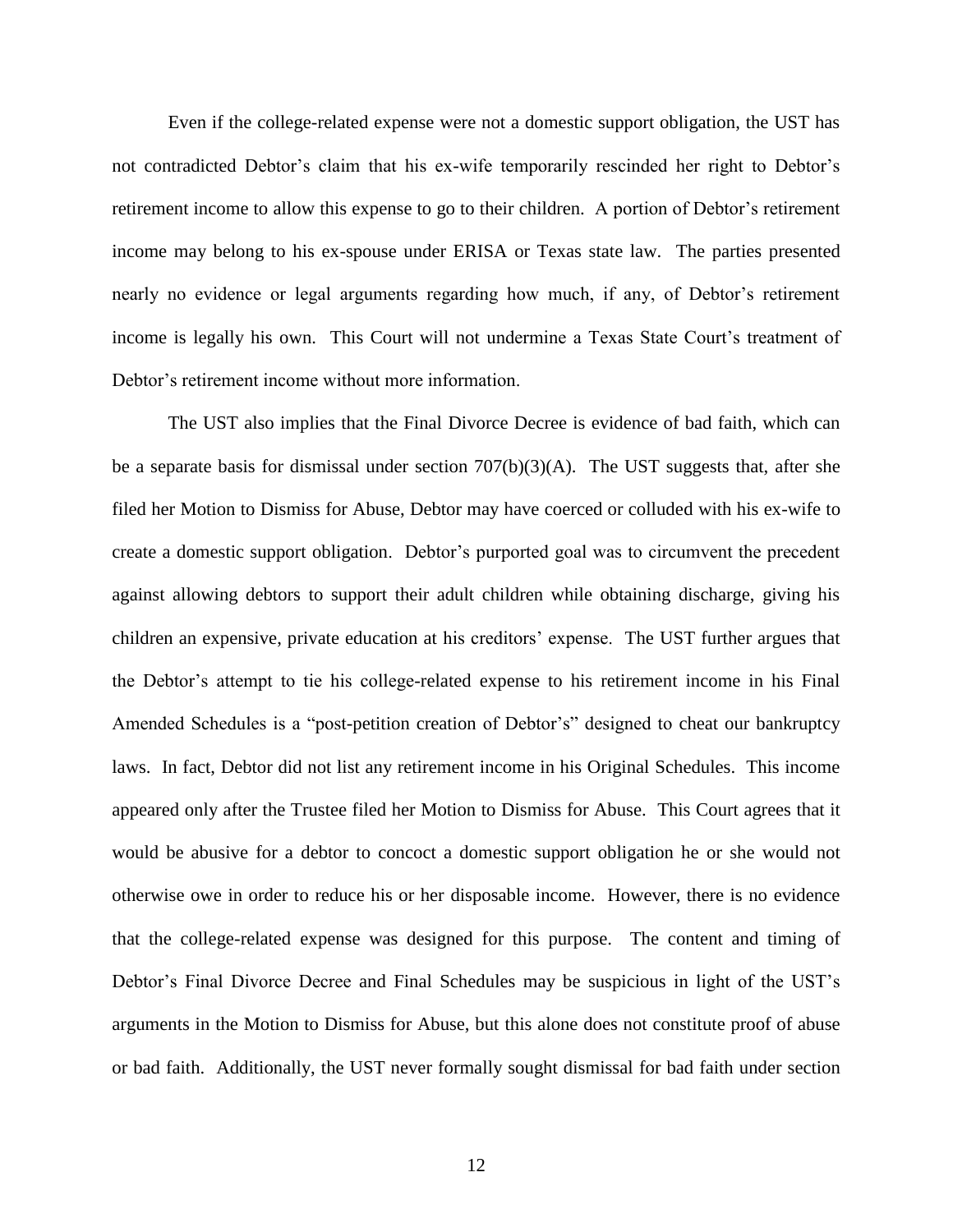Even if the college-related expense were not a domestic support obligation, the UST has not contradicted Debtor's claim that his ex-wife temporarily rescinded her right to Debtor's retirement income to allow this expense to go to their children. A portion of Debtor's retirement income may belong to his ex-spouse under ERISA or Texas state law. The parties presented nearly no evidence or legal arguments regarding how much, if any, of Debtor's retirement income is legally his own. This Court will not undermine a Texas State Court's treatment of Debtor's retirement income without more information.

The UST also implies that the Final Divorce Decree is evidence of bad faith, which can be a separate basis for dismissal under section 707(b)(3)(A). The UST suggests that, after she filed her Motion to Dismiss for Abuse, Debtor may have coerced or colluded with his ex-wife to create a domestic support obligation. Debtor's purported goal was to circumvent the precedent against allowing debtors to support their adult children while obtaining discharge, giving his children an expensive, private education at his creditors' expense. The UST further argues that the Debtor's attempt to tie his college-related expense to his retirement income in his Final Amended Schedules is a "post-petition creation of Debtor's" designed to cheat our bankruptcy laws. In fact, Debtor did not list any retirement income in his Original Schedules. This income appeared only after the Trustee filed her Motion to Dismiss for Abuse. This Court agrees that it would be abusive for a debtor to concoct a domestic support obligation he or she would not otherwise owe in order to reduce his or her disposable income. However, there is no evidence that the college-related expense was designed for this purpose. The content and timing of Debtor's Final Divorce Decree and Final Schedules may be suspicious in light of the UST's arguments in the Motion to Dismiss for Abuse, but this alone does not constitute proof of abuse or bad faith. Additionally, the UST never formally sought dismissal for bad faith under section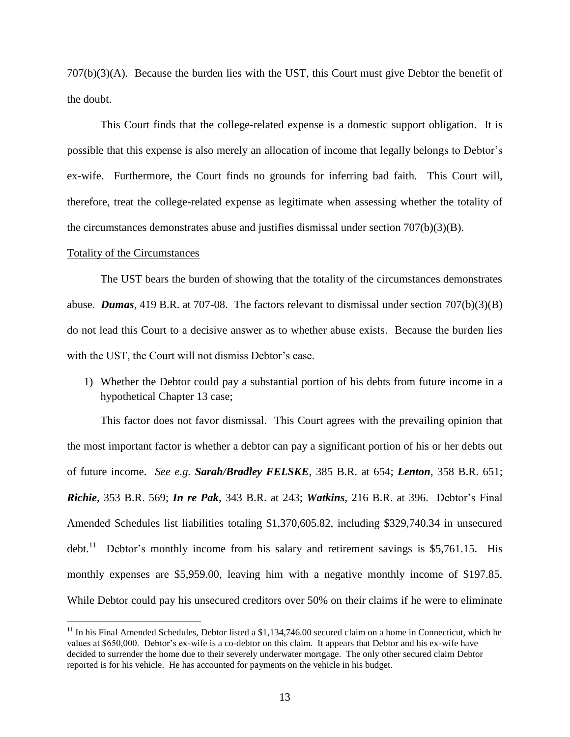707(b)(3)(A). Because the burden lies with the UST, this Court must give Debtor the benefit of the doubt.

This Court finds that the college-related expense is a domestic support obligation. It is possible that this expense is also merely an allocation of income that legally belongs to Debtor's ex-wife. Furthermore, the Court finds no grounds for inferring bad faith. This Court will, therefore, treat the college-related expense as legitimate when assessing whether the totality of the circumstances demonstrates abuse and justifies dismissal under section 707(b)(3)(B).

Totality of the Circumstances

The UST bears the burden of showing that the totality of the circumstances demonstrates abuse. ***Dumas***, 419 B.R. at 707-08. The factors relevant to dismissal under section 707(b)(3)(B) do not lead this Court to a decisive answer as to whether abuse exists. Because the burden lies with the UST, the Court will not dismiss Debtor's case.

1) Whether the Debtor could pay a substantial portion of his debts from future income in a hypothetical Chapter 13 case;

This factor does not favor dismissal. This Court agrees with the prevailing opinion that the most important factor is whether a debtor can pay a significant portion of his or her debts out of future income. *See e.g.* ***Sarah/Bradley FELSKE***, 385 B.R. at 654; ***Lenton***, 358 B.R. 651; ***Richie***, 353 B.R. 569; ***In re Pak***, 343 B.R. at 243; ***Watkins***, 216 B.R. at 396. Debtor's Final Amended Schedules list liabilities totaling \$1,370,605.82, including \$329,740.34 in unsecured debt.[11] Debtor's monthly income from his salary and retirement savings is \$5,761.15. His monthly expenses are \$5,959.00, leaving him with a negative monthly income of \$197.85. While Debtor could pay his unsecured creditors over 50% on their claims if he were to eliminate

[11] In his Final Amended Schedules, Debtor listed a \$1,134,746.00 secured claim on a home in Connecticut, which he values at \$650,000. Debtor's ex-wife is a co-debtor on this claim. It appears that Debtor and his ex-wife have decided to surrender the home due to their severely underwater mortgage. The only other secured claim Debtor reported is for his vehicle. He has accounted for payments on the vehicle in his budget.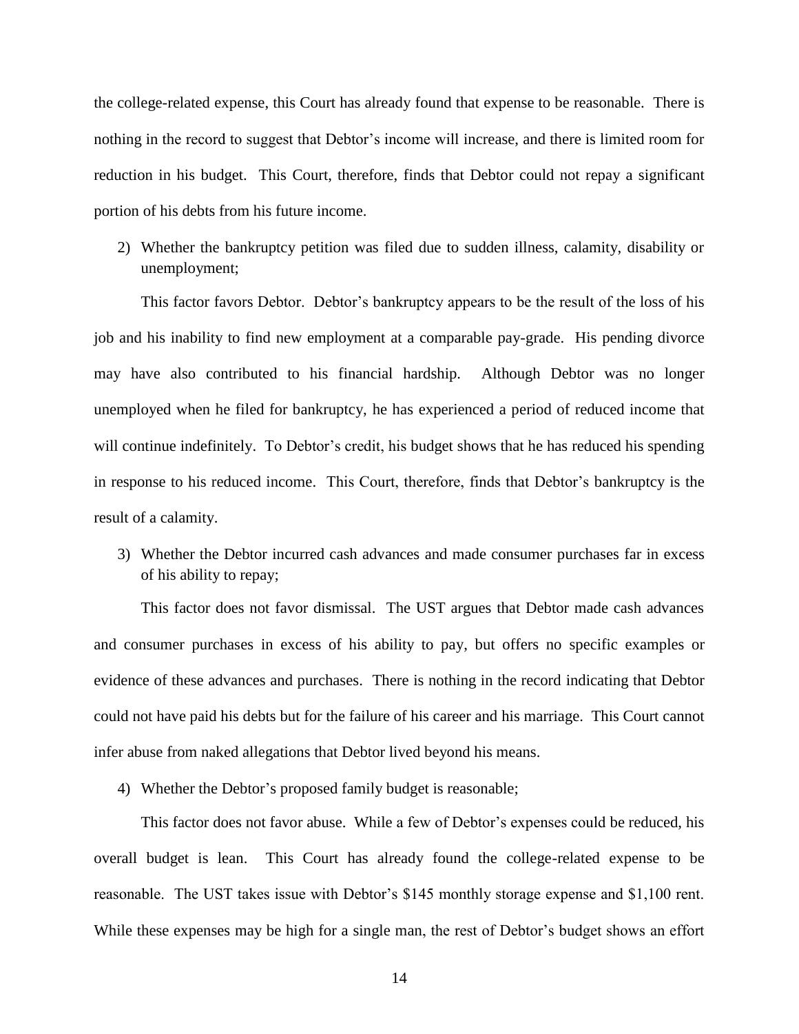the college-related expense, this Court has already found that expense to be reasonable. There is nothing in the record to suggest that Debtor's income will increase, and there is limited room for reduction in his budget. This Court, therefore, finds that Debtor could not repay a significant portion of his debts from his future income.

2) Whether the bankruptcy petition was filed due to sudden illness, calamity, disability or unemployment;

This factor favors Debtor. Debtor's bankruptcy appears to be the result of the loss of his job and his inability to find new employment at a comparable pay-grade. His pending divorce may have also contributed to his financial hardship. Although Debtor was no longer unemployed when he filed for bankruptcy, he has experienced a period of reduced income that will continue indefinitely. To Debtor's credit, his budget shows that he has reduced his spending in response to his reduced income. This Court, therefore, finds that Debtor's bankruptcy is the result of a calamity.

3) Whether the Debtor incurred cash advances and made consumer purchases far in excess of his ability to repay;

This factor does not favor dismissal. The UST argues that Debtor made cash advances and consumer purchases in excess of his ability to pay, but offers no specific examples or evidence of these advances and purchases. There is nothing in the record indicating that Debtor could not have paid his debts but for the failure of his career and his marriage. This Court cannot infer abuse from naked allegations that Debtor lived beyond his means.

4) Whether the Debtor's proposed family budget is reasonable;

This factor does not favor abuse. While a few of Debtor's expenses could be reduced, his overall budget is lean. This Court has already found the college-related expense to be reasonable. The UST takes issue with Debtor's $145 monthly storage expense and $1,100 rent. While these expenses may be high for a single man, the rest of Debtor's budget shows an effort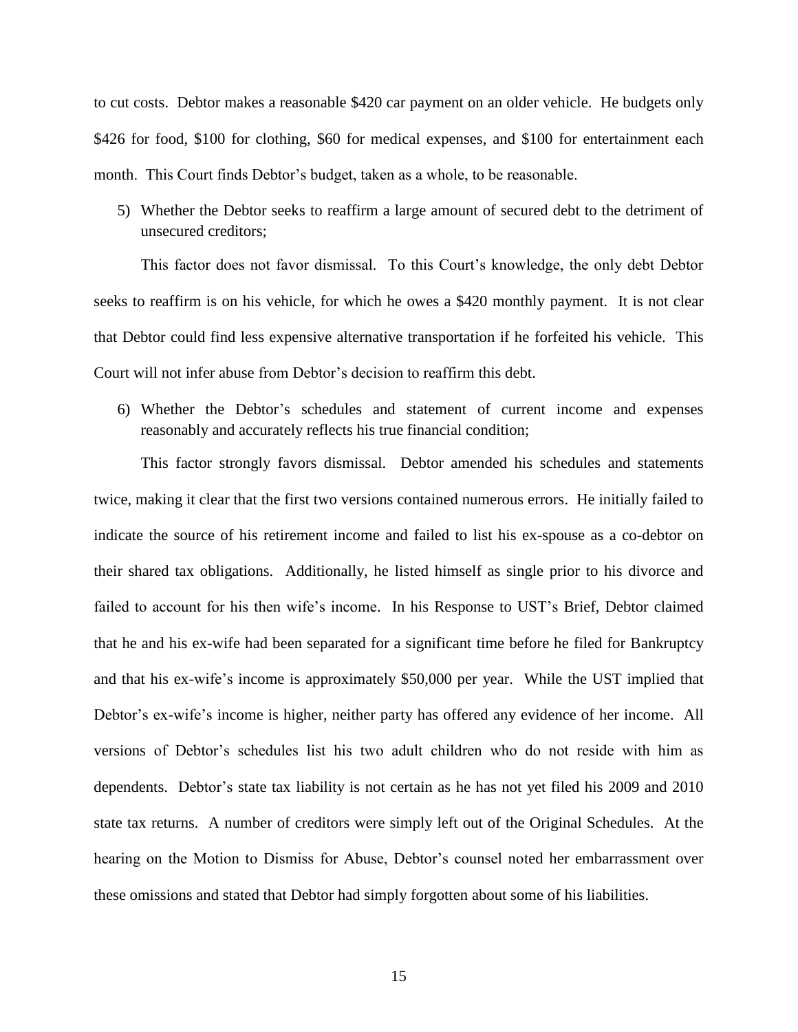to cut costs. Debtor makes a reasonable $420 car payment on an older vehicle. He budgets only $426 for food, $100 for clothing, $60 for medical expenses, and $100 for entertainment each month. This Court finds Debtor's budget, taken as a whole, to be reasonable.

5) Whether the Debtor seeks to reaffirm a large amount of secured debt to the detriment of unsecured creditors;

This factor does not favor dismissal. To this Court's knowledge, the only debt Debtor seeks to reaffirm is on his vehicle, for which he owes a $420 monthly payment. It is not clear that Debtor could find less expensive alternative transportation if he forfeited his vehicle. This Court will not infer abuse from Debtor's decision to reaffirm this debt.

6) Whether the Debtor's schedules and statement of current income and expenses reasonably and accurately reflects his true financial condition;

This factor strongly favors dismissal. Debtor amended his schedules and statements twice, making it clear that the first two versions contained numerous errors. He initially failed to indicate the source of his retirement income and failed to list his ex-spouse as a co-debtor on their shared tax obligations. Additionally, he listed himself as single prior to his divorce and failed to account for his then wife's income. In his Response to UST's Brief, Debtor claimed that he and his ex-wife had been separated for a significant time before he filed for Bankruptcy and that his ex-wife's income is approximately $50,000 per year. While the UST implied that Debtor's ex-wife's income is higher, neither party has offered any evidence of her income. All versions of Debtor's schedules list his two adult children who do not reside with him as dependents. Debtor's state tax liability is not certain as he has not yet filed his 2009 and 2010 state tax returns. A number of creditors were simply left out of the Original Schedules. At the hearing on the Motion to Dismiss for Abuse, Debtor's counsel noted her embarrassment over these omissions and stated that Debtor had simply forgotten about some of his liabilities.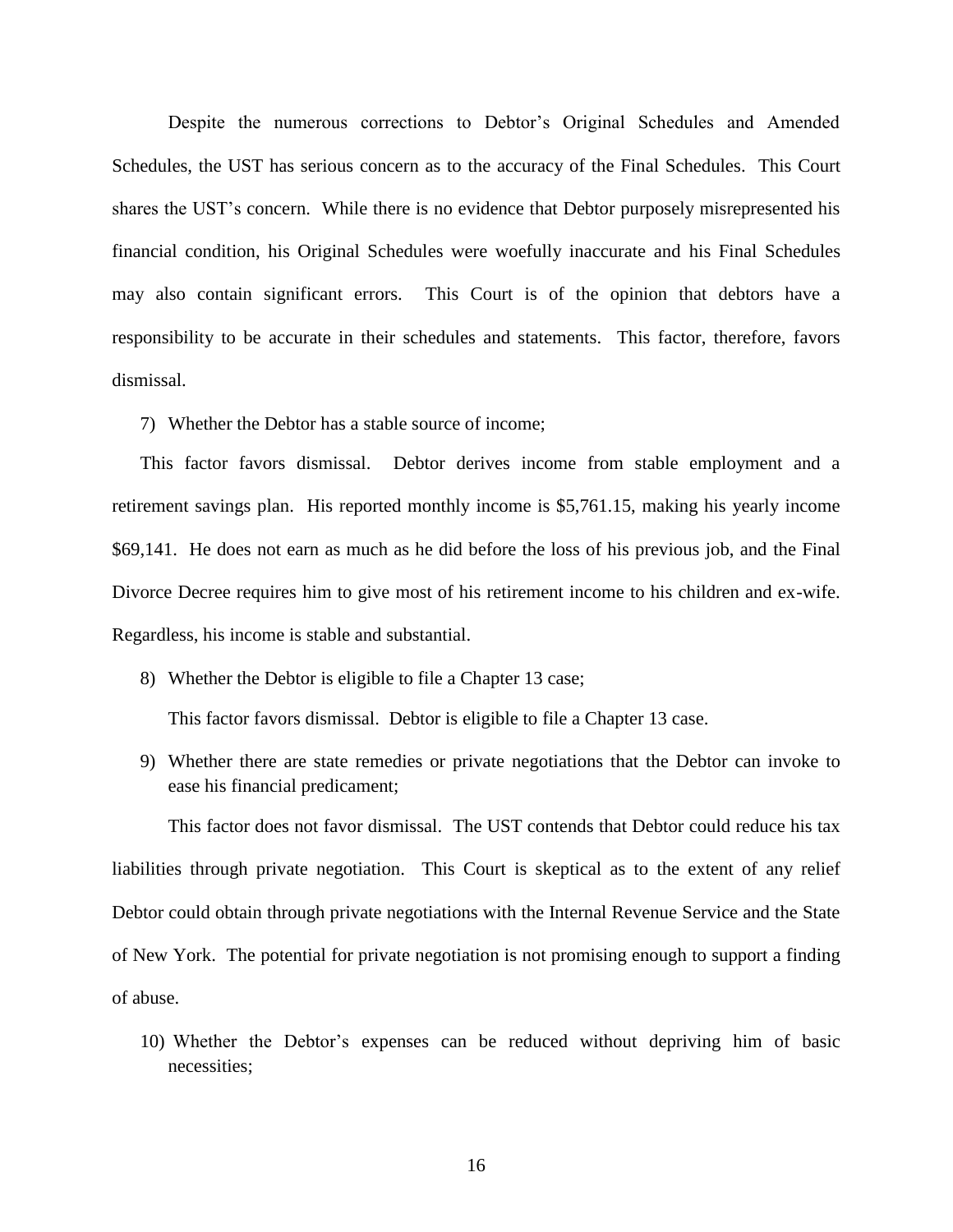Despite the numerous corrections to Debtor's Original Schedules and Amended Schedules, the UST has serious concern as to the accuracy of the Final Schedules. This Court shares the UST's concern. While there is no evidence that Debtor purposely misrepresented his financial condition, his Original Schedules were woefully inaccurate and his Final Schedules may also contain significant errors. This Court is of the opinion that debtors have a responsibility to be accurate in their schedules and statements. This factor, therefore, favors dismissal.

7) Whether the Debtor has a stable source of income;

This factor favors dismissal. Debtor derives income from stable employment and a retirement savings plan. His reported monthly income is $5,761.15, making his yearly income $69,141. He does not earn as much as he did before the loss of his previous job, and the Final Divorce Decree requires him to give most of his retirement income to his children and ex-wife. Regardless, his income is stable and substantial.

8) Whether the Debtor is eligible to file a Chapter 13 case;

This factor favors dismissal. Debtor is eligible to file a Chapter 13 case.

9) Whether there are state remedies or private negotiations that the Debtor can invoke to ease his financial predicament;

This factor does not favor dismissal. The UST contends that Debtor could reduce his tax liabilities through private negotiation. This Court is skeptical as to the extent of any relief Debtor could obtain through private negotiations with the Internal Revenue Service and the State of New York. The potential for private negotiation is not promising enough to support a finding of abuse.

10) Whether the Debtor's expenses can be reduced without depriving him of basic necessities;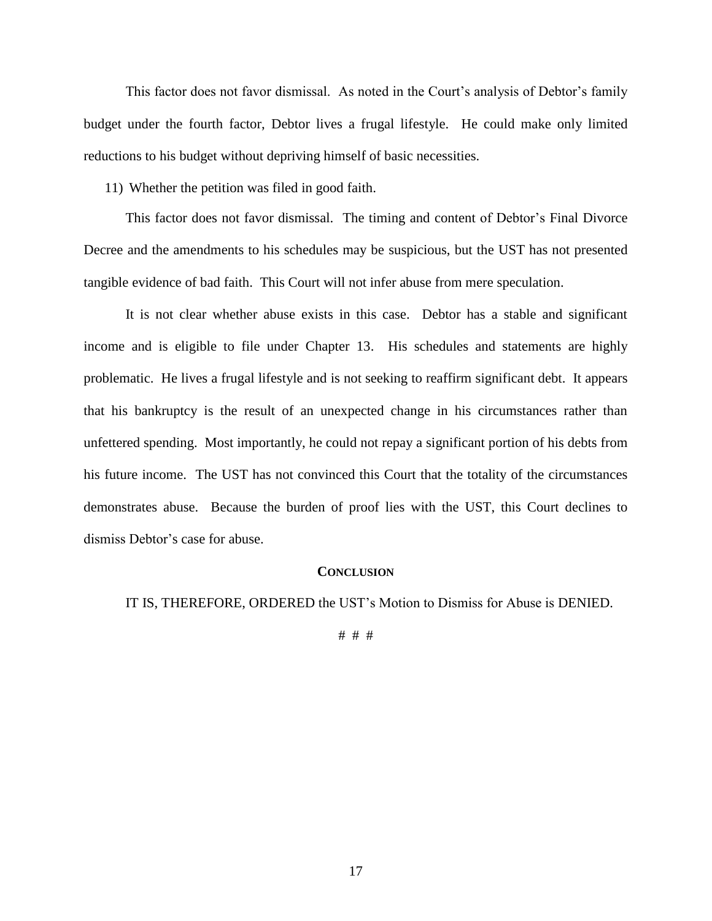This factor does not favor dismissal. As noted in the Court's analysis of Debtor's family budget under the fourth factor, Debtor lives a frugal lifestyle. He could make only limited reductions to his budget without depriving himself of basic necessities.

11) Whether the petition was filed in good faith.

This factor does not favor dismissal. The timing and content of Debtor's Final Divorce Decree and the amendments to his schedules may be suspicious, but the UST has not presented tangible evidence of bad faith. This Court will not infer abuse from mere speculation.

It is not clear whether abuse exists in this case. Debtor has a stable and significant income and is eligible to file under Chapter 13. His schedules and statements are highly problematic. He lives a frugal lifestyle and is not seeking to reaffirm significant debt. It appears that his bankruptcy is the result of an unexpected change in his circumstances rather than unfettered spending. Most importantly, he could not repay a significant portion of his debts from his future income. The UST has not convinced this Court that the totality of the circumstances demonstrates abuse. Because the burden of proof lies with the UST, this Court declines to dismiss Debtor's case for abuse.

## CONCLUSION

IT IS, THEREFORE, ORDERED the UST's Motion to Dismiss for Abuse is DENIED.

# # #